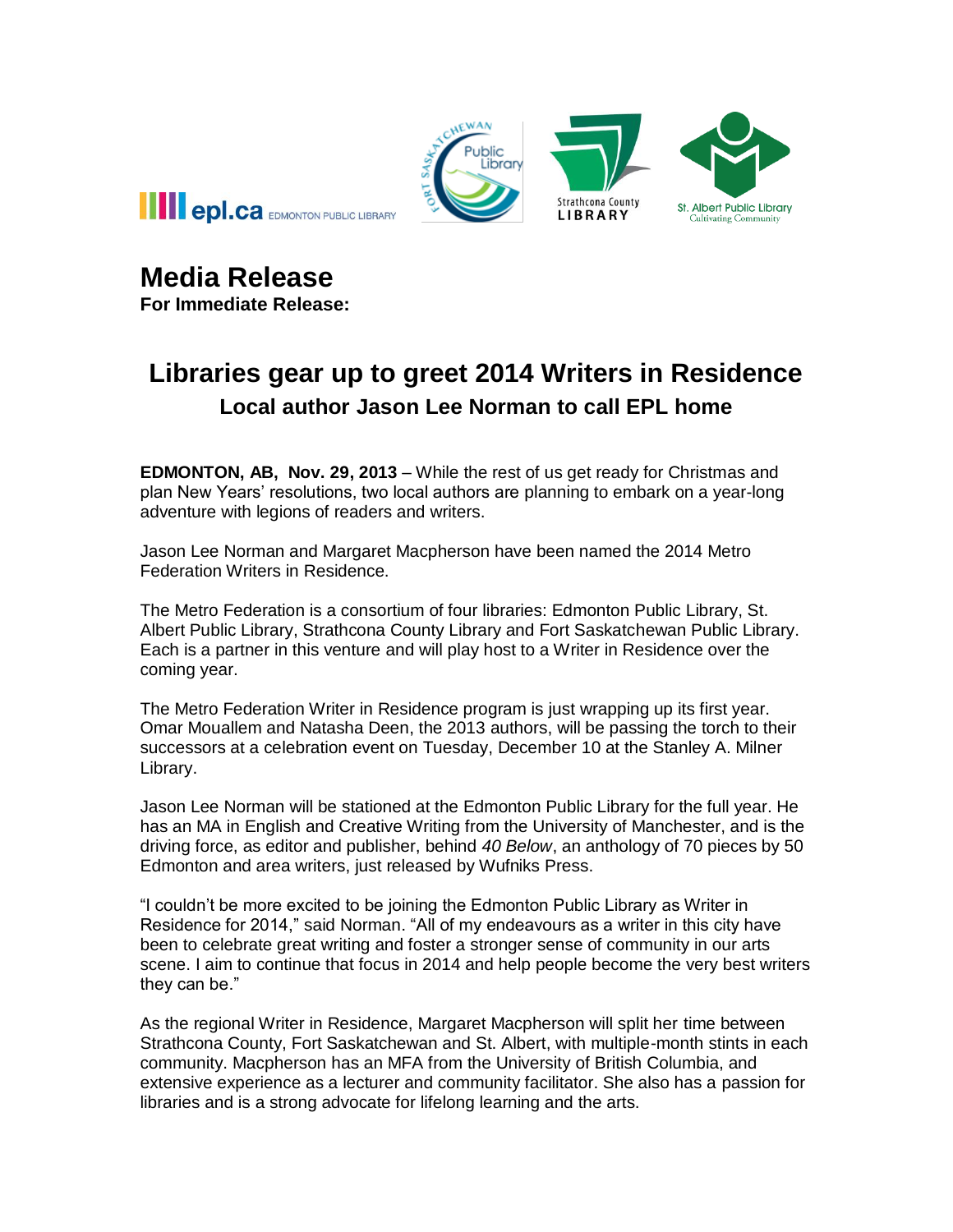epl.ca EDMONTON PUBLIC LIBRARY

Fort Saskatchewan Public Library

Strathcona County LIBRARY

St. Albert Public Library Cultivating Community

# Media Release

**For Immediate Release:**

## Libraries gear up to greet 2014 Writers in Residence

### Local author Jason Lee Norman to call EPL home

**EDMONTON, AB, Nov. 29, 2013** – While the rest of us get ready for Christmas and plan New Years' resolutions, two local authors are planning to embark on a year-long adventure with legions of readers and writers.

Jason Lee Norman and Margaret Macpherson have been named the 2014 Metro Federation Writers in Residence.

The Metro Federation is a consortium of four libraries: Edmonton Public Library, St. Albert Public Library, Strathcona County Library and Fort Saskatchewan Public Library. Each is a partner in this venture and will play host to a Writer in Residence over the coming year.

The Metro Federation Writer in Residence program is just wrapping up its first year. Omar Mouallem and Natasha Deen, the 2013 authors, will be passing the torch to their successors at a celebration event on Tuesday, December 10 at the Stanley A. Milner Library.

Jason Lee Norman will be stationed at the Edmonton Public Library for the full year. He has an MA in English and Creative Writing from the University of Manchester, and is the driving force, as editor and publisher, behind *40 Below*, an anthology of 70 pieces by 50 Edmonton and area writers, just released by Wufniks Press.

"I couldn't be more excited to be joining the Edmonton Public Library as Writer in Residence for 2014," said Norman. "All of my endeavours as a writer in this city have been to celebrate great writing and foster a stronger sense of community in our arts scene. I aim to continue that focus in 2014 and help people become the very best writers they can be."

As the regional Writer in Residence, Margaret Macpherson will split her time between Strathcona County, Fort Saskatchewan and St. Albert, with multiple-month stints in each community. Macpherson has an MFA from the University of British Columbia, and extensive experience as a lecturer and community facilitator. She also has a passion for libraries and is a strong advocate for lifelong learning and the arts.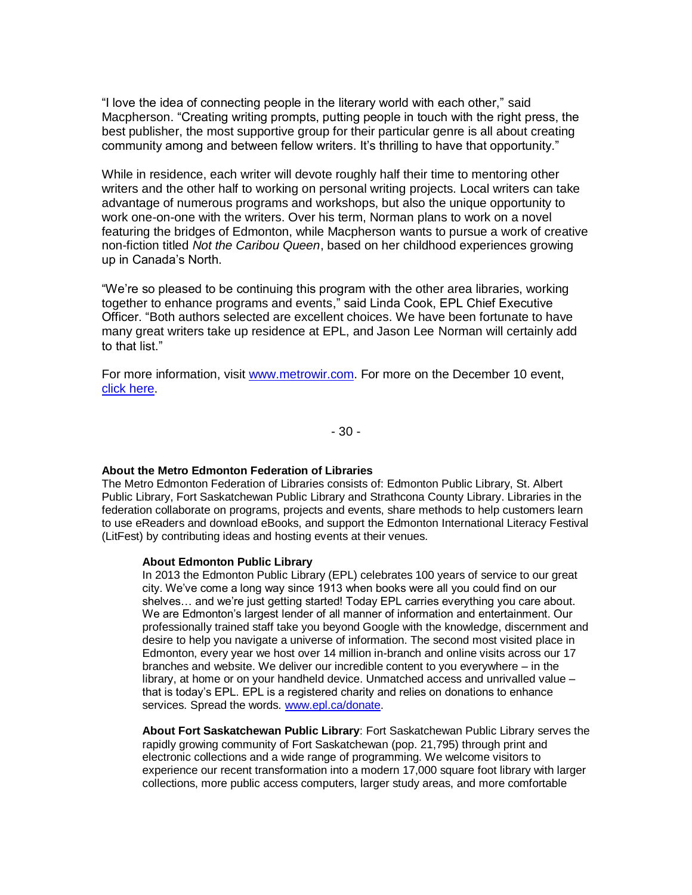"I love the idea of connecting people in the literary world with each other," said Macpherson. "Creating writing prompts, putting people in touch with the right press, the best publisher, the most supportive group for their particular genre is all about creating community among and between fellow writers. It's thrilling to have that opportunity."

While in residence, each writer will devote roughly half their time to mentoring other writers and the other half to working on personal writing projects. Local writers can take advantage of numerous programs and workshops, but also the unique opportunity to work one-on-one with the writers. Over his term, Norman plans to work on a novel featuring the bridges of Edmonton, while Macpherson wants to pursue a work of creative non-fiction titled *Not the Caribou Queen*, based on her childhood experiences growing up in Canada's North.

"We're so pleased to be continuing this program with the other area libraries, working together to enhance programs and events," said Linda Cook, EPL Chief Executive Officer. "Both authors selected are excellent choices. We have been fortunate to have many great writers take up residence at EPL, and Jason Lee Norman will certainly add to that list."

For more information, visit [www.metrowir.com](http://www.metrowir.com). For more on the December 10 event, [click here](#).

- 30 -

**About the Metro Edmonton Federation of Libraries**
The Metro Edmonton Federation of Libraries consists of: Edmonton Public Library, St. Albert Public Library, Fort Saskatchewan Public Library and Strathcona County Library. Libraries in the federation collaborate on programs, projects and events, share methods to help customers learn to use eReaders and download eBooks, and support the Edmonton International Literacy Festival (LitFest) by contributing ideas and hosting events at their venues.

**About Edmonton Public Library**
In 2013 the Edmonton Public Library (EPL) celebrates 100 years of service to our great city. We've come a long way since 1913 when books were all you could find on our shelves… and we're just getting started! Today EPL carries everything you care about. We are Edmonton's largest lender of all manner of information and entertainment. Our professionally trained staff take you beyond Google with the knowledge, discernment and desire to help you navigate a universe of information. The second most visited place in Edmonton, every year we host over 14 million in-branch and online visits across our 17 branches and website. We deliver our incredible content to you everywhere – in the library, at home or on your handheld device. Unmatched access and unrivalled value – that is today's EPL. EPL is a registered charity and relies on donations to enhance services. Spread the words. [www.epl.ca/donate](http://www.epl.ca/donate).

**About Fort Saskatchewan Public Library**: Fort Saskatchewan Public Library serves the rapidly growing community of Fort Saskatchewan (pop. 21,795) through print and electronic collections and a wide range of programming. We welcome visitors to experience our recent transformation into a modern 17,000 square foot library with larger collections, more public access computers, larger study areas, and more comfortable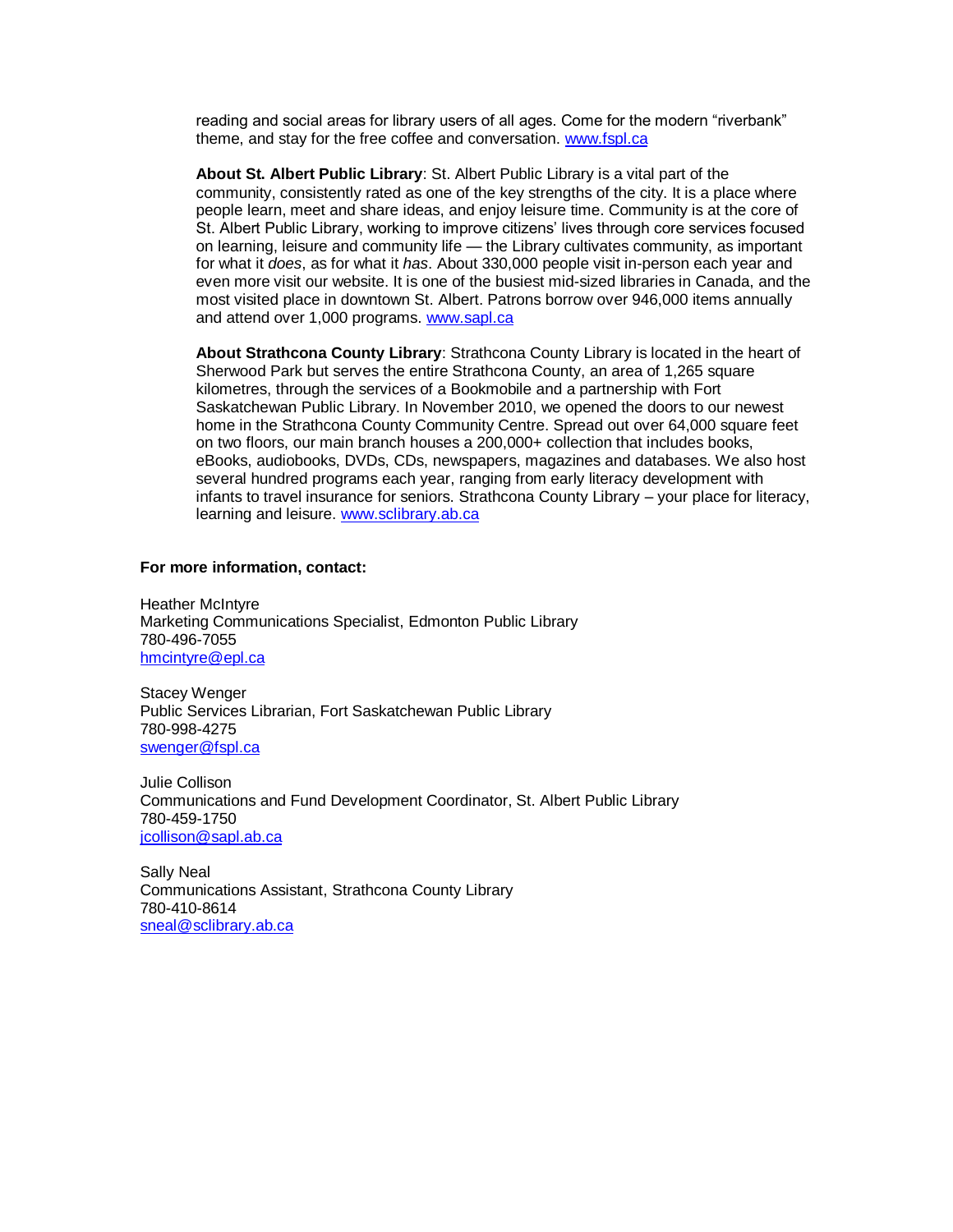reading and social areas for library users of all ages. Come for the modern "riverbank" theme, and stay for the free coffee and conversation. www.fspl.ca

**About St. Albert Public Library**: St. Albert Public Library is a vital part of the community, consistently rated as one of the key strengths of the city. It is a place where people learn, meet and share ideas, and enjoy leisure time. Community is at the core of St. Albert Public Library, working to improve citizens' lives through core services focused on learning, leisure and community life — the Library cultivates community, as important for what it *does*, as for what it *has*. About 330,000 people visit in-person each year and even more visit our website. It is one of the busiest mid-sized libraries in Canada, and the most visited place in downtown St. Albert. Patrons borrow over 946,000 items annually and attend over 1,000 programs. www.sapl.ca

**About Strathcona County Library**: Strathcona County Library is located in the heart of Sherwood Park but serves the entire Strathcona County, an area of 1,265 square kilometres, through the services of a Bookmobile and a partnership with Fort Saskatchewan Public Library. In November 2010, we opened the doors to our newest home in the Strathcona County Community Centre. Spread out over 64,000 square feet on two floors, our main branch houses a 200,000+ collection that includes books, eBooks, audiobooks, DVDs, CDs, newspapers, magazines and databases. We also host several hundred programs each year, ranging from early literacy development with infants to travel insurance for seniors. Strathcona County Library – your place for literacy, learning and leisure. www.sclibrary.ab.ca

**For more information, contact:**

Heather McIntyre
Marketing Communications Specialist, Edmonton Public Library
780-496-7055
hmcintyre@epl.ca

Stacey Wenger
Public Services Librarian, Fort Saskatchewan Public Library
780-998-4275
swenger@fspl.ca

Julie Collison
Communications and Fund Development Coordinator, St. Albert Public Library
780-459-1750
jcollison@sapl.ab.ca

Sally Neal
Communications Assistant, Strathcona County Library
780-410-8614
sneal@sclibrary.ab.ca